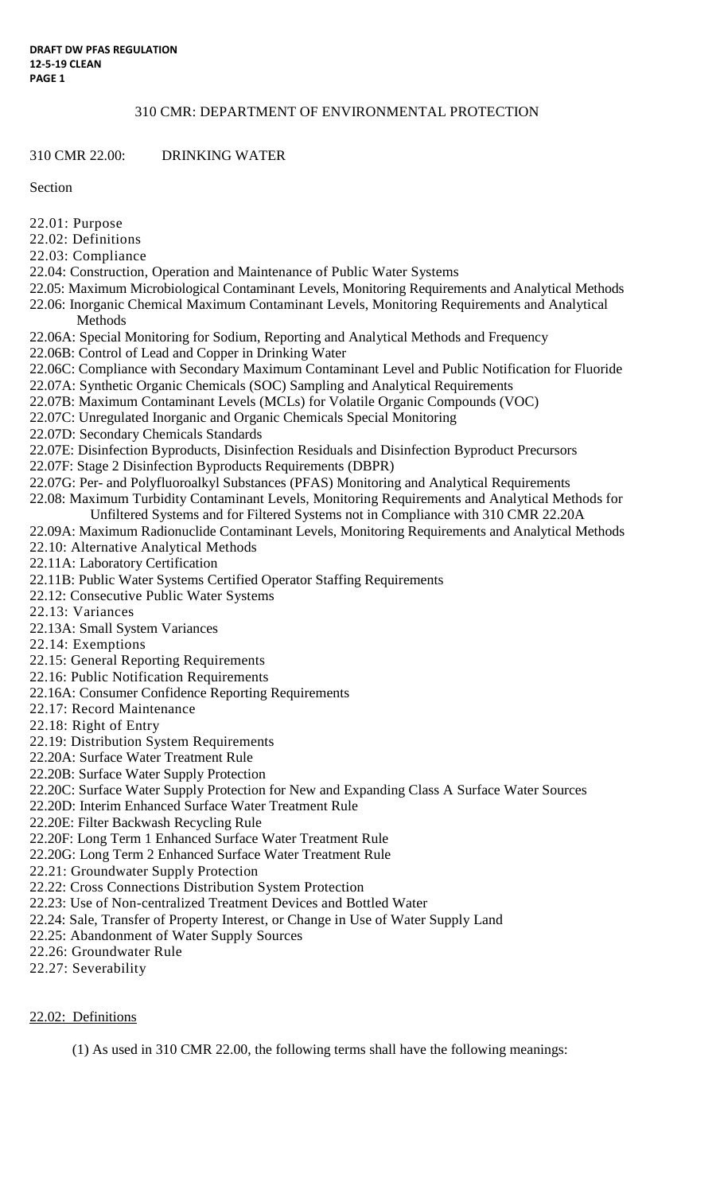310 CMR: DEPARTMENT OF ENVIRONMENTAL PROTECTION

310 CMR 22.00: DRINKING WATER

Section

22.01: Purpose
22.02: Definitions
22.03: Compliance
22.04: Construction, Operation and Maintenance of Public Water Systems
22.05: Maximum Microbiological Contaminant Levels, Monitoring Requirements and Analytical Methods
22.06: Inorganic Chemical Maximum Contaminant Levels, Monitoring Requirements and Analytical Methods
22.06A: Special Monitoring for Sodium, Reporting and Analytical Methods and Frequency
22.06B: Control of Lead and Copper in Drinking Water
22.06C: Compliance with Secondary Maximum Contaminant Level and Public Notification for Fluoride
22.07A: Synthetic Organic Chemicals (SOC) Sampling and Analytical Requirements
22.07B: Maximum Contaminant Levels (MCLs) for Volatile Organic Compounds (VOC)
22.07C: Unregulated Inorganic and Organic Chemicals Special Monitoring
22.07D: Secondary Chemicals Standards
22.07E: Disinfection Byproducts, Disinfection Residuals and Disinfection Byproduct Precursors
22.07F: Stage 2 Disinfection Byproducts Requirements (DBPR)
22.07G: Per- and Polyfluoroalkyl Substances (PFAS) Monitoring and Analytical Requirements
22.08: Maximum Turbidity Contaminant Levels, Monitoring Requirements and Analytical Methods for Unfiltered Systems and for Filtered Systems not in Compliance with 310 CMR 22.20A
22.09A: Maximum Radionuclide Contaminant Levels, Monitoring Requirements and Analytical Methods
22.10: Alternative Analytical Methods
22.11A: Laboratory Certification
22.11B: Public Water Systems Certified Operator Staffing Requirements
22.12: Consecutive Public Water Systems
22.13: Variances
22.13A: Small System Variances
22.14: Exemptions
22.15: General Reporting Requirements
22.16: Public Notification Requirements
22.16A: Consumer Confidence Reporting Requirements
22.17: Record Maintenance
22.18: Right of Entry
22.19: Distribution System Requirements
22.20A: Surface Water Treatment Rule
22.20B: Surface Water Supply Protection
22.20C: Surface Water Supply Protection for New and Expanding Class A Surface Water Sources
22.20D: Interim Enhanced Surface Water Treatment Rule
22.20E: Filter Backwash Recycling Rule
22.20F: Long Term 1 Enhanced Surface Water Treatment Rule
22.20G: Long Term 2 Enhanced Surface Water Treatment Rule
22.21: Groundwater Supply Protection
22.22: Cross Connections Distribution System Protection
22.23: Use of Non-centralized Treatment Devices and Bottled Water
22.24: Sale, Transfer of Property Interest, or Change in Use of Water Supply Land
22.25: Abandonment of Water Supply Sources
22.26: Groundwater Rule
22.27: Severability

22.02: Definitions

(1) As used in 310 CMR 22.00, the following terms shall have the following meanings: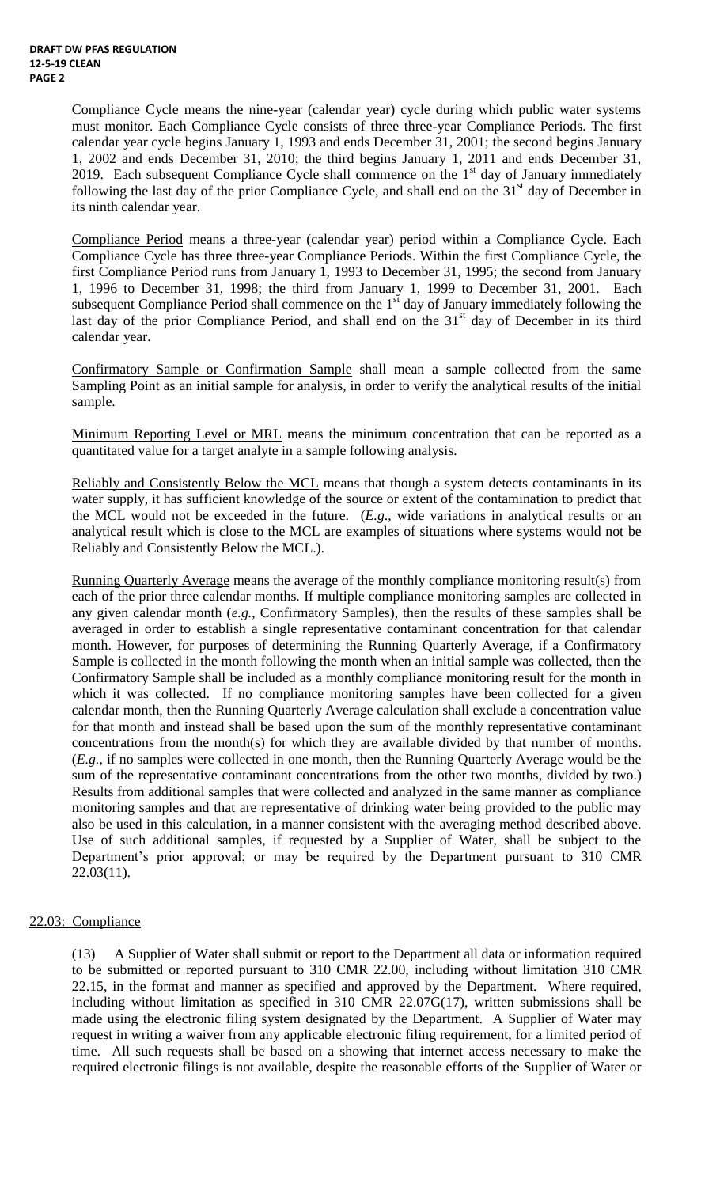Compliance Cycle means the nine-year (calendar year) cycle during which public water systems must monitor. Each Compliance Cycle consists of three three-year Compliance Periods. The first calendar year cycle begins January 1, 1993 and ends December 31, 2001; the second begins January 1, 2002 and ends December 31, 2010; the third begins January 1, 2011 and ends December 31, 2019. Each subsequent Compliance Cycle shall commence on the 1st day of January immediately following the last day of the prior Compliance Cycle, and shall end on the 31st day of December in its ninth calendar year.

Compliance Period means a three-year (calendar year) period within a Compliance Cycle. Each Compliance Cycle has three three-year Compliance Periods. Within the first Compliance Cycle, the first Compliance Period runs from January 1, 1993 to December 31, 1995; the second from January 1, 1996 to December 31, 1998; the third from January 1, 1999 to December 31, 2001. Each subsequent Compliance Period shall commence on the 1st day of January immediately following the last day of the prior Compliance Period, and shall end on the 31st day of December in its third calendar year.

Confirmatory Sample or Confirmation Sample shall mean a sample collected from the same Sampling Point as an initial sample for analysis, in order to verify the analytical results of the initial sample.

Minimum Reporting Level or MRL means the minimum concentration that can be reported as a quantitated value for a target analyte in a sample following analysis.

Reliably and Consistently Below the MCL means that though a system detects contaminants in its water supply, it has sufficient knowledge of the source or extent of the contamination to predict that the MCL would not be exceeded in the future. (*E.g.*, wide variations in analytical results or an analytical result which is close to the MCL are examples of situations where systems would not be Reliably and Consistently Below the MCL.).

Running Quarterly Average means the average of the monthly compliance monitoring result(s) from each of the prior three calendar months. If multiple compliance monitoring samples are collected in any given calendar month (*e.g.*, Confirmatory Samples), then the results of these samples shall be averaged in order to establish a single representative contaminant concentration for that calendar month. However, for purposes of determining the Running Quarterly Average, if a Confirmatory Sample is collected in the month following the month when an initial sample was collected, then the Confirmatory Sample shall be included as a monthly compliance monitoring result for the month in which it was collected. If no compliance monitoring samples have been collected for a given calendar month, then the Running Quarterly Average calculation shall exclude a concentration value for that month and instead shall be based upon the sum of the monthly representative contaminant concentrations from the month(s) for which they are available divided by that number of months. (*E.g.*, if no samples were collected in one month, then the Running Quarterly Average would be the sum of the representative contaminant concentrations from the other two months, divided by two.) Results from additional samples that were collected and analyzed in the same manner as compliance monitoring samples and that are representative of drinking water being provided to the public may also be used in this calculation, in a manner consistent with the averaging method described above. Use of such additional samples, if requested by a Supplier of Water, shall be subject to the Department's prior approval; or may be required by the Department pursuant to 310 CMR 22.03(11).

## 22.03: Compliance

(13) A Supplier of Water shall submit or report to the Department all data or information required to be submitted or reported pursuant to 310 CMR 22.00, including without limitation 310 CMR 22.15, in the format and manner as specified and approved by the Department. Where required, including without limitation as specified in 310 CMR 22.07G(17), written submissions shall be made using the electronic filing system designated by the Department. A Supplier of Water may request in writing a waiver from any applicable electronic filing requirement, for a limited period of time. All such requests shall be based on a showing that internet access necessary to make the required electronic filings is not available, despite the reasonable efforts of the Supplier of Water or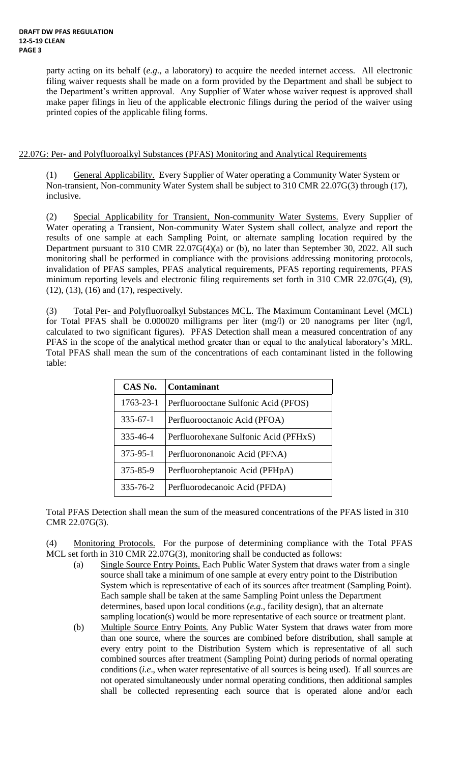party acting on its behalf (*e.g*., a laboratory) to acquire the needed internet access. All electronic filing waiver requests shall be made on a form provided by the Department and shall be subject to the Department's written approval. Any Supplier of Water whose waiver request is approved shall make paper filings in lieu of the applicable electronic filings during the period of the waiver using printed copies of the applicable filing forms.

## 22.07G: Per- and Polyfluoroalkyl Substances (PFAS) Monitoring and Analytical Requirements

(1) General Applicability. Every Supplier of Water operating a Community Water System or Non-transient, Non-community Water System shall be subject to 310 CMR 22.07G(3) through (17), inclusive.

(2) Special Applicability for Transient, Non-community Water Systems. Every Supplier of Water operating a Transient, Non-community Water System shall collect, analyze and report the results of one sample at each Sampling Point, or alternate sampling location required by the Department pursuant to 310 CMR 22.07G(4)(a) or (b), no later than September 30, 2022. All such monitoring shall be performed in compliance with the provisions addressing monitoring protocols, invalidation of PFAS samples, PFAS analytical requirements, PFAS reporting requirements, PFAS minimum reporting levels and electronic filing requirements set forth in 310 CMR 22.07G(4), (9), (12), (13), (16) and (17), respectively.

(3) Total Per- and Polyfluoroalkyl Substances MCL. The Maximum Contaminant Level (MCL) for Total PFAS shall be 0.000020 milligrams per liter (mg/l) or 20 nanograms per liter (ng/l, calculated to two significant figures). PFAS Detection shall mean a measured concentration of any PFAS in the scope of the analytical method greater than or equal to the analytical laboratory's MRL. Total PFAS shall mean the sum of the concentrations of each contaminant listed in the following table:

| CAS No. | Contaminant |
|---|---|
| 1763-23-1 | Perfluorooctane Sulfonic Acid (PFOS) |
| 335-67-1 | Perfluorooctanoic Acid (PFOA) |
| 335-46-4 | Perfluorohexane Sulfonic Acid (PFHxS) |
| 375-95-1 | Perfluorononanoic Acid (PFNA) |
| 375-85-9 | Perfluoroheptanoic Acid (PFHpA) |
| 335-76-2 | Perfluorodecanoic Acid (PFDA) |

Total PFAS Detection shall mean the sum of the measured concentrations of the PFAS listed in 310 CMR 22.07G(3).

(4) Monitoring Protocols. For the purpose of determining compliance with the Total PFAS MCL set forth in 310 CMR 22.07G(3), monitoring shall be conducted as follows:

(a) Single Source Entry Points. Each Public Water System that draws water from a single source shall take a minimum of one sample at every entry point to the Distribution System which is representative of each of its sources after treatment (Sampling Point). Each sample shall be taken at the same Sampling Point unless the Department determines, based upon local conditions (*e.g*., facility design), that an alternate sampling location(s) would be more representative of each source or treatment plant.

(b) Multiple Source Entry Points. Any Public Water System that draws water from more than one source, where the sources are combined before distribution, shall sample at every entry point to the Distribution System which is representative of all such combined sources after treatment (Sampling Point) during periods of normal operating conditions (*i.e*., when water representative of all sources is being used). If all sources are not operated simultaneously under normal operating conditions, then additional samples shall be collected representing each source that is operated alone and/or each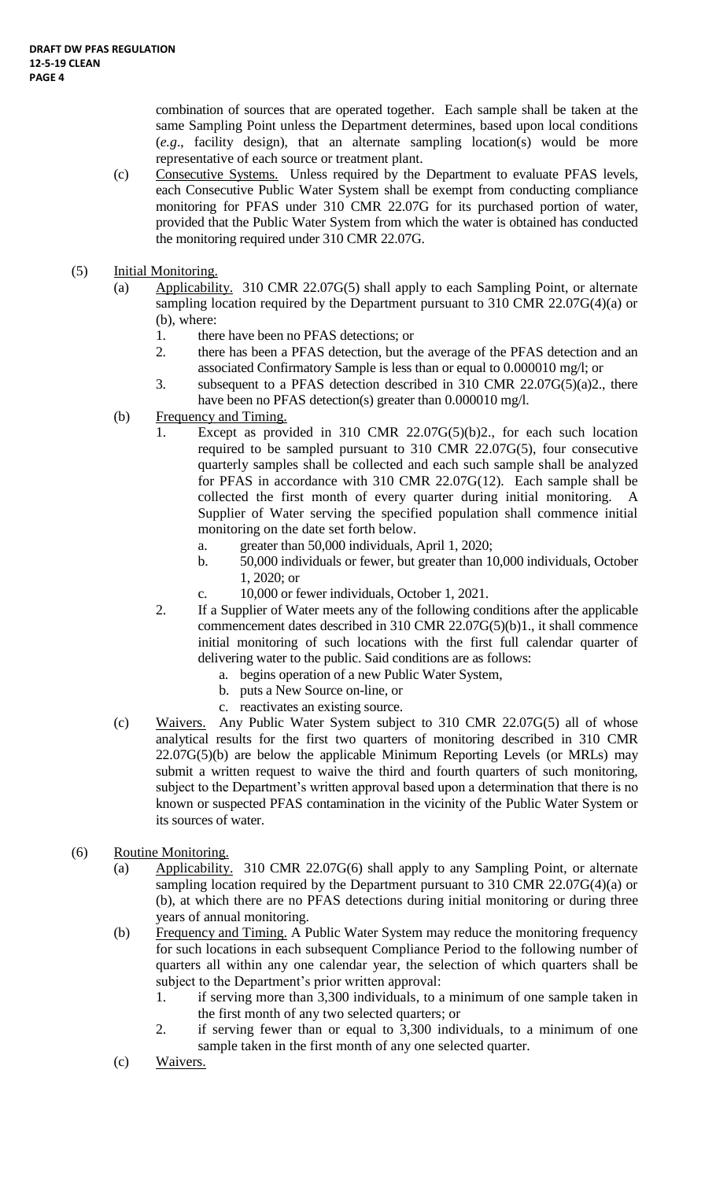combination of sources that are operated together. Each sample shall be taken at the same Sampling Point unless the Department determines, based upon local conditions (*e.g*., facility design), that an alternate sampling location(s) would be more representative of each source or treatment plant.

(c) Consecutive Systems. Unless required by the Department to evaluate PFAS levels, each Consecutive Public Water System shall be exempt from conducting compliance monitoring for PFAS under 310 CMR 22.07G for its purchased portion of water, provided that the Public Water System from which the water is obtained has conducted the monitoring required under 310 CMR 22.07G.

(5) Initial Monitoring.

(a) Applicability. 310 CMR 22.07G(5) shall apply to each Sampling Point, or alternate sampling location required by the Department pursuant to 310 CMR 22.07G(4)(a) or (b), where:

1. there have been no PFAS detections; or
2. there has been a PFAS detection, but the average of the PFAS detection and an associated Confirmatory Sample is less than or equal to 0.000010 mg/l; or
3. subsequent to a PFAS detection described in 310 CMR 22.07G(5)(a)2., there have been no PFAS detection(s) greater than 0.000010 mg/l.

(b) Frequency and Timing.

1. Except as provided in 310 CMR 22.07G(5)(b)2., for each such location required to be sampled pursuant to 310 CMR 22.07G(5), four consecutive quarterly samples shall be collected and each such sample shall be analyzed for PFAS in accordance with 310 CMR 22.07G(12). Each sample shall be collected the first month of every quarter during initial monitoring. A Supplier of Water serving the specified population shall commence initial monitoring on the date set forth below.
   a. greater than 50,000 individuals, April 1, 2020;
   b. 50,000 individuals or fewer, but greater than 10,000 individuals, October 1, 2020; or
   c. 10,000 or fewer individuals, October 1, 2021.
2. If a Supplier of Water meets any of the following conditions after the applicable commencement dates described in 310 CMR 22.07G(5)(b)1., it shall commence initial monitoring of such locations with the first full calendar quarter of delivering water to the public. Said conditions are as follows:
   a. begins operation of a new Public Water System,
   b. puts a New Source on-line, or
   c. reactivates an existing source.

(c) Waivers. Any Public Water System subject to 310 CMR 22.07G(5) all of whose analytical results for the first two quarters of monitoring described in 310 CMR 22.07G(5)(b) are below the applicable Minimum Reporting Levels (or MRLs) may submit a written request to waive the third and fourth quarters of such monitoring, subject to the Department's written approval based upon a determination that there is no known or suspected PFAS contamination in the vicinity of the Public Water System or its sources of water.

(6) Routine Monitoring.

(a) Applicability. 310 CMR 22.07G(6) shall apply to any Sampling Point, or alternate sampling location required by the Department pursuant to 310 CMR 22.07G(4)(a) or (b), at which there are no PFAS detections during initial monitoring or during three years of annual monitoring.

(b) Frequency and Timing. A Public Water System may reduce the monitoring frequency for such locations in each subsequent Compliance Period to the following number of quarters all within any one calendar year, the selection of which quarters shall be subject to the Department's prior written approval:

1. if serving more than 3,300 individuals, to a minimum of one sample taken in the first month of any two selected quarters; or
2. if serving fewer than or equal to 3,300 individuals, to a minimum of one sample taken in the first month of any one selected quarter.

(c) Waivers.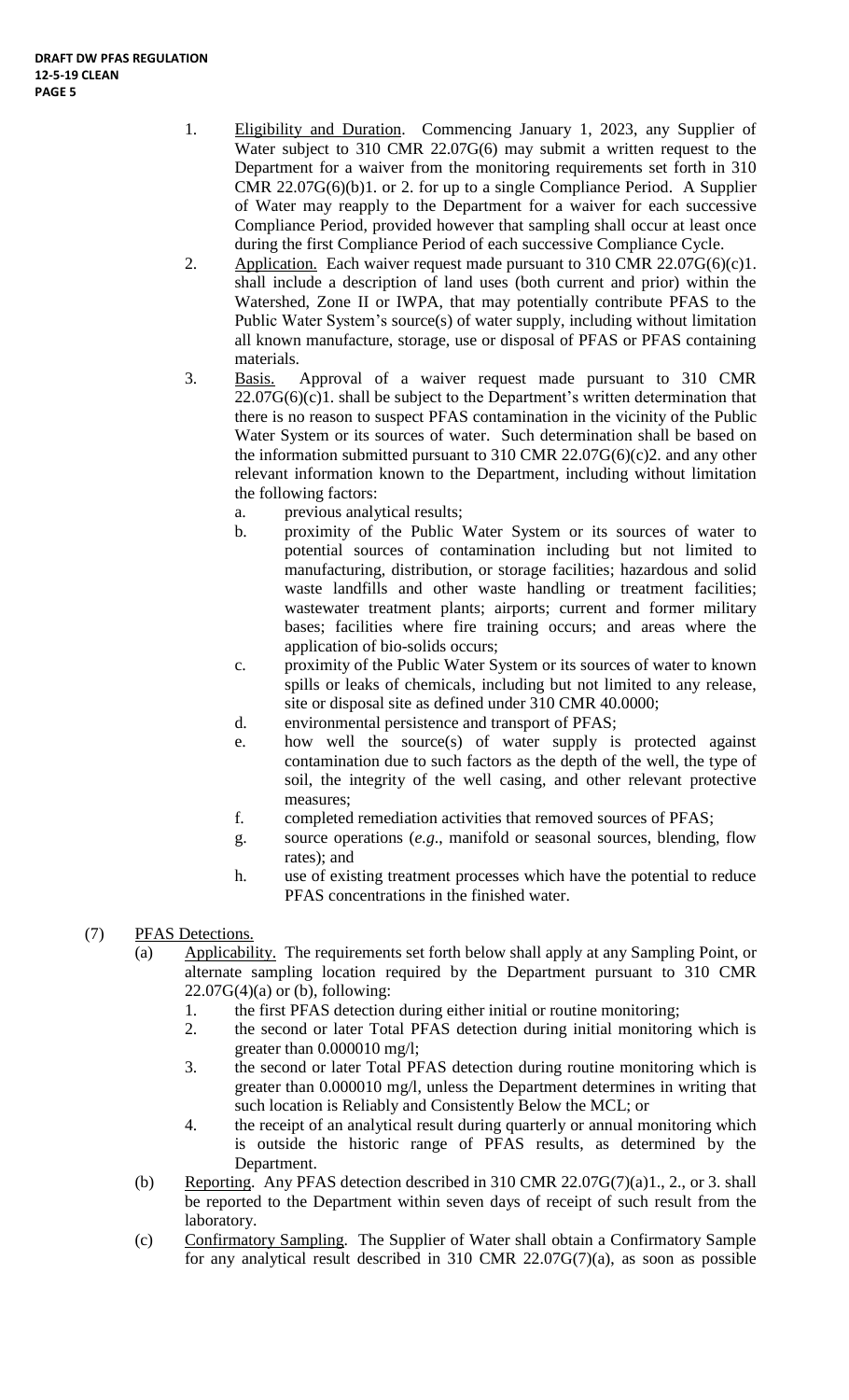1. Eligibility and Duration. Commencing January 1, 2023, any Supplier of Water subject to 310 CMR 22.07G(6) may submit a written request to the Department for a waiver from the monitoring requirements set forth in 310 CMR 22.07G(6)(b)1. or 2. for up to a single Compliance Period. A Supplier of Water may reapply to the Department for a waiver for each successive Compliance Period, provided however that sampling shall occur at least once during the first Compliance Period of each successive Compliance Cycle.
2. Application. Each waiver request made pursuant to 310 CMR 22.07G(6)(c)1. shall include a description of land uses (both current and prior) within the Watershed, Zone II or IWPA, that may potentially contribute PFAS to the Public Water System's source(s) of water supply, including without limitation all known manufacture, storage, use or disposal of PFAS or PFAS containing materials.
3. Basis. Approval of a waiver request made pursuant to 310 CMR 22.07G(6)(c)1. shall be subject to the Department's written determination that there is no reason to suspect PFAS contamination in the vicinity of the Public Water System or its sources of water. Such determination shall be based on the information submitted pursuant to 310 CMR 22.07G(6)(c)2. and any other relevant information known to the Department, including without limitation the following factors:
   a. previous analytical results;
   b. proximity of the Public Water System or its sources of water to potential sources of contamination including but not limited to manufacturing, distribution, or storage facilities; hazardous and solid waste landfills and other waste handling or treatment facilities; wastewater treatment plants; airports; current and former military bases; facilities where fire training occurs; and areas where the application of bio-solids occurs;
   c. proximity of the Public Water System or its sources of water to known spills or leaks of chemicals, including but not limited to any release, site or disposal site as defined under 310 CMR 40.0000;
   d. environmental persistence and transport of PFAS;
   e. how well the source(s) of water supply is protected against contamination due to such factors as the depth of the well, the type of soil, the integrity of the well casing, and other relevant protective measures;
   f. completed remediation activities that removed sources of PFAS;
   g. source operations (*e.g*., manifold or seasonal sources, blending, flow rates); and
   h. use of existing treatment processes which have the potential to reduce PFAS concentrations in the finished water.

(7) PFAS Detections.

(a) Applicability. The requirements set forth below shall apply at any Sampling Point, or alternate sampling location required by the Department pursuant to 310 CMR 22.07G(4)(a) or (b), following:
   1. the first PFAS detection during either initial or routine monitoring;
   2. the second or later Total PFAS detection during initial monitoring which is greater than 0.000010 mg/l;
   3. the second or later Total PFAS detection during routine monitoring which is greater than 0.000010 mg/l, unless the Department determines in writing that such location is Reliably and Consistently Below the MCL; or
   4. the receipt of an analytical result during quarterly or annual monitoring which is outside the historic range of PFAS results, as determined by the Department.

(b) Reporting. Any PFAS detection described in 310 CMR 22.07G(7)(a)1., 2., or 3. shall be reported to the Department within seven days of receipt of such result from the laboratory.

(c) Confirmatory Sampling. The Supplier of Water shall obtain a Confirmatory Sample for any analytical result described in 310 CMR 22.07G(7)(a), as soon as possible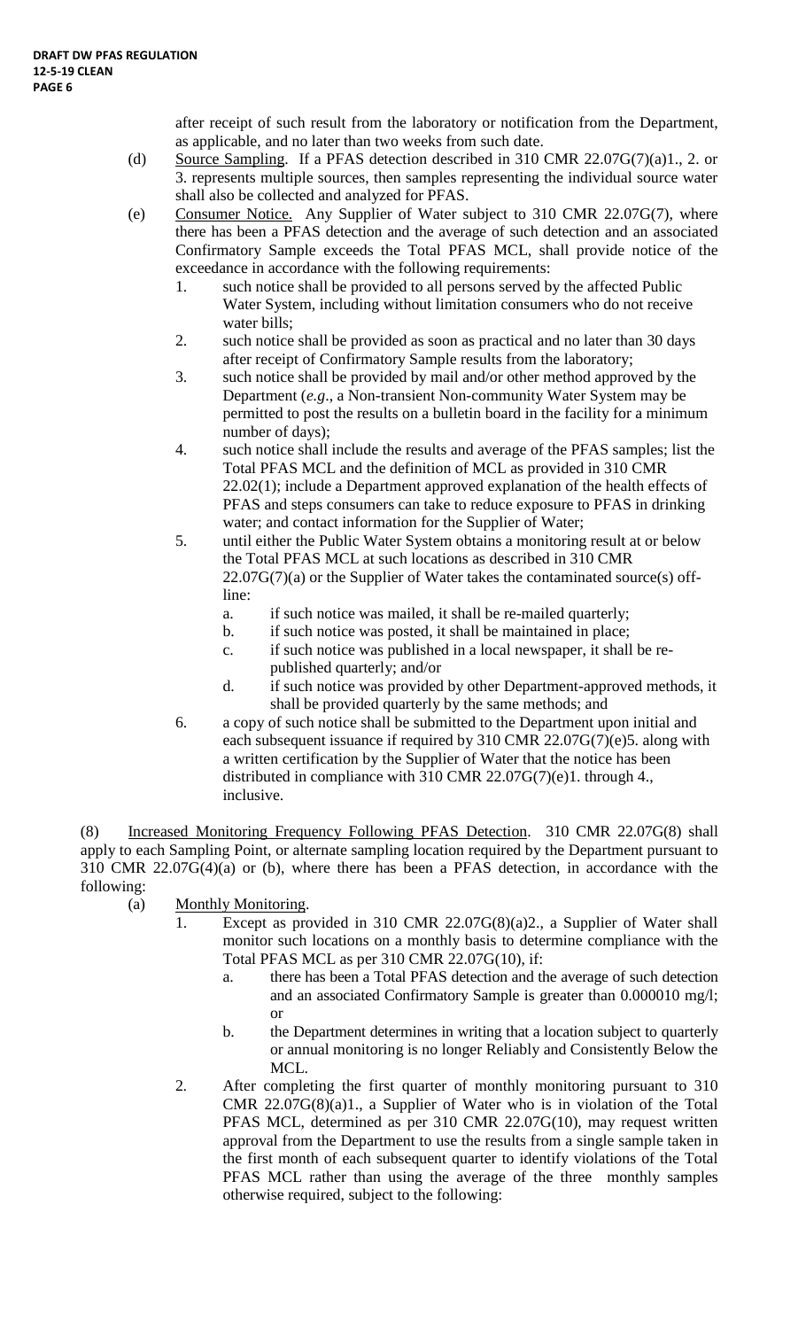after receipt of such result from the laboratory or notification from the Department, as applicable, and no later than two weeks from such date.

(d) Source Sampling. If a PFAS detection described in 310 CMR 22.07G(7)(a)1., 2. or 3. represents multiple sources, then samples representing the individual source water shall also be collected and analyzed for PFAS.

(e) Consumer Notice. Any Supplier of Water subject to 310 CMR 22.07G(7), where there has been a PFAS detection and the average of such detection and an associated Confirmatory Sample exceeds the Total PFAS MCL, shall provide notice of the exceedance in accordance with the following requirements:

1. such notice shall be provided to all persons served by the affected Public Water System, including without limitation consumers who do not receive water bills;
2. such notice shall be provided as soon as practical and no later than 30 days after receipt of Confirmatory Sample results from the laboratory;
3. such notice shall be provided by mail and/or other method approved by the Department (*e.g*., a Non-transient Non-community Water System may be permitted to post the results on a bulletin board in the facility for a minimum number of days);
4. such notice shall include the results and average of the PFAS samples; list the Total PFAS MCL and the definition of MCL as provided in 310 CMR 22.02(1); include a Department approved explanation of the health effects of PFAS and steps consumers can take to reduce exposure to PFAS in drinking water; and contact information for the Supplier of Water;
5. until either the Public Water System obtains a monitoring result at or below the Total PFAS MCL at such locations as described in 310 CMR 22.07G(7)(a) or the Supplier of Water takes the contaminated source(s) off-line:
   a. if such notice was mailed, it shall be re-mailed quarterly;
   b. if such notice was posted, it shall be maintained in place;
   c. if such notice was published in a local newspaper, it shall be re-published quarterly; and/or
   d. if such notice was provided by other Department-approved methods, it shall be provided quarterly by the same methods; and
6. a copy of such notice shall be submitted to the Department upon initial and each subsequent issuance if required by 310 CMR 22.07G(7)(e)5. along with a written certification by the Supplier of Water that the notice has been distributed in compliance with 310 CMR 22.07G(7)(e)1. through 4., inclusive.

(8) Increased Monitoring Frequency Following PFAS Detection. 310 CMR 22.07G(8) shall apply to each Sampling Point, or alternate sampling location required by the Department pursuant to 310 CMR 22.07G(4)(a) or (b), where there has been a PFAS detection, in accordance with the following:

(a) Monthly Monitoring.

1. Except as provided in 310 CMR 22.07G(8)(a)2., a Supplier of Water shall monitor such locations on a monthly basis to determine compliance with the Total PFAS MCL as per 310 CMR 22.07G(10), if:
   a. there has been a Total PFAS detection and the average of such detection and an associated Confirmatory Sample is greater than 0.000010 mg/l; or
   b. the Department determines in writing that a location subject to quarterly or annual monitoring is no longer Reliably and Consistently Below the MCL.
2. After completing the first quarter of monthly monitoring pursuant to 310 CMR 22.07G(8)(a)1., a Supplier of Water who is in violation of the Total PFAS MCL, determined as per 310 CMR 22.07G(10), may request written approval from the Department to use the results from a single sample taken in the first month of each subsequent quarter to identify violations of the Total PFAS MCL rather than using the average of the three monthly samples otherwise required, subject to the following: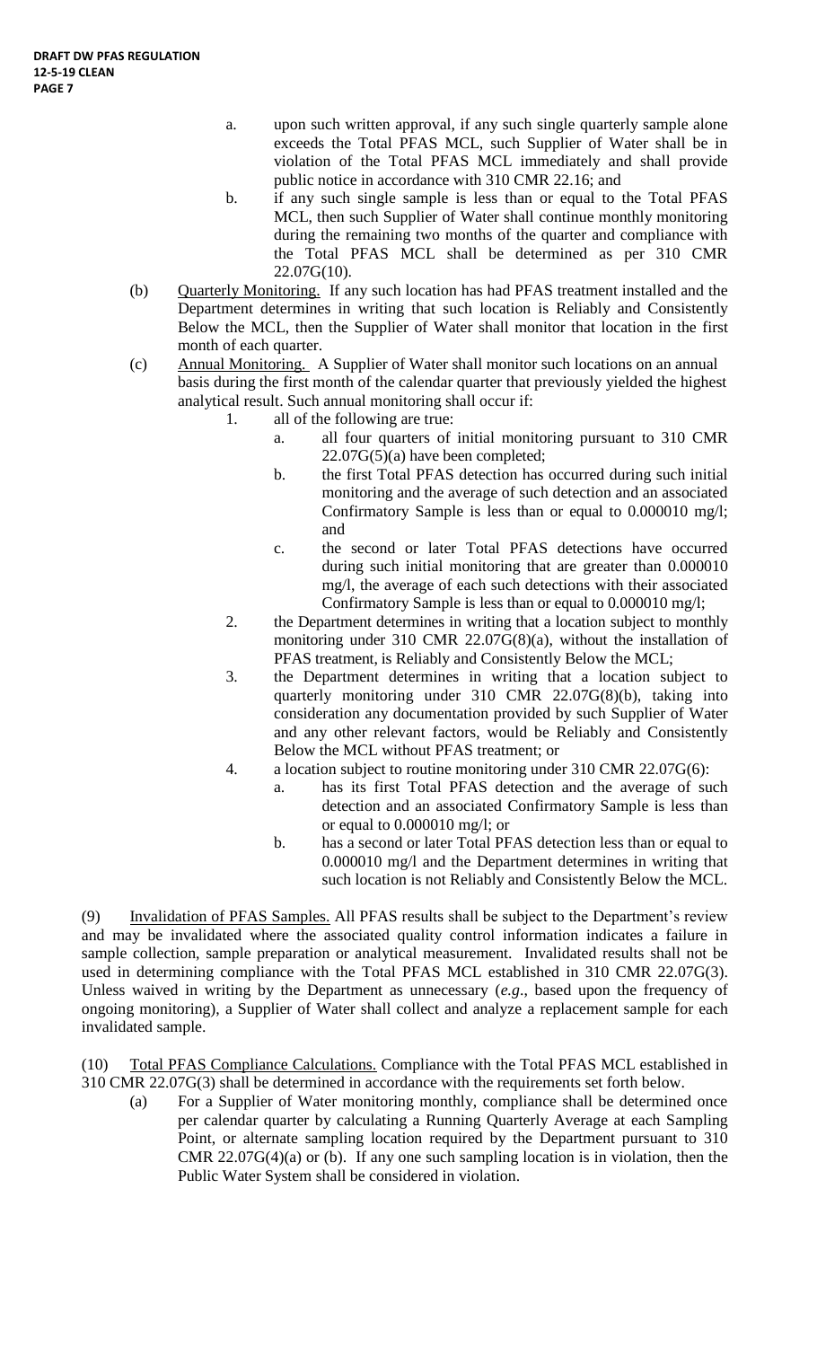a. upon such written approval, if any such single quarterly sample alone exceeds the Total PFAS MCL, such Supplier of Water shall be in violation of the Total PFAS MCL immediately and shall provide public notice in accordance with 310 CMR 22.16; and

b. if any such single sample is less than or equal to the Total PFAS MCL, then such Supplier of Water shall continue monthly monitoring during the remaining two months of the quarter and compliance with the Total PFAS MCL shall be determined as per 310 CMR 22.07G(10).

(b) Quarterly Monitoring. If any such location has had PFAS treatment installed and the Department determines in writing that such location is Reliably and Consistently Below the MCL, then the Supplier of Water shall monitor that location in the first month of each quarter.

(c) Annual Monitoring. A Supplier of Water shall monitor such locations on an annual basis during the first month of the calendar quarter that previously yielded the highest analytical result. Such annual monitoring shall occur if:

1. all of the following are true:
   a. all four quarters of initial monitoring pursuant to 310 CMR 22.07G(5)(a) have been completed;
   b. the first Total PFAS detection has occurred during such initial monitoring and the average of such detection and an associated Confirmatory Sample is less than or equal to 0.000010 mg/l; and
   c. the second or later Total PFAS detections have occurred during such initial monitoring that are greater than 0.000010 mg/l, the average of each such detections with their associated Confirmatory Sample is less than or equal to 0.000010 mg/l;
2. the Department determines in writing that a location subject to monthly monitoring under 310 CMR 22.07G(8)(a), without the installation of PFAS treatment, is Reliably and Consistently Below the MCL;
3. the Department determines in writing that a location subject to quarterly monitoring under 310 CMR 22.07G(8)(b), taking into consideration any documentation provided by such Supplier of Water and any other relevant factors, would be Reliably and Consistently Below the MCL without PFAS treatment; or
4. a location subject to routine monitoring under 310 CMR 22.07G(6):
   a. has its first Total PFAS detection and the average of such detection and an associated Confirmatory Sample is less than or equal to 0.000010 mg/l; or
   b. has a second or later Total PFAS detection less than or equal to 0.000010 mg/l and the Department determines in writing that such location is not Reliably and Consistently Below the MCL.

(9) Invalidation of PFAS Samples. All PFAS results shall be subject to the Department's review and may be invalidated where the associated quality control information indicates a failure in sample collection, sample preparation or analytical measurement. Invalidated results shall not be used in determining compliance with the Total PFAS MCL established in 310 CMR 22.07G(3). Unless waived in writing by the Department as unnecessary (*e.g*., based upon the frequency of ongoing monitoring), a Supplier of Water shall collect and analyze a replacement sample for each invalidated sample.

(10) Total PFAS Compliance Calculations. Compliance with the Total PFAS MCL established in 310 CMR 22.07G(3) shall be determined in accordance with the requirements set forth below.

(a) For a Supplier of Water monitoring monthly, compliance shall be determined once per calendar quarter by calculating a Running Quarterly Average at each Sampling Point, or alternate sampling location required by the Department pursuant to 310 CMR 22.07G(4)(a) or (b). If any one such sampling location is in violation, then the Public Water System shall be considered in violation.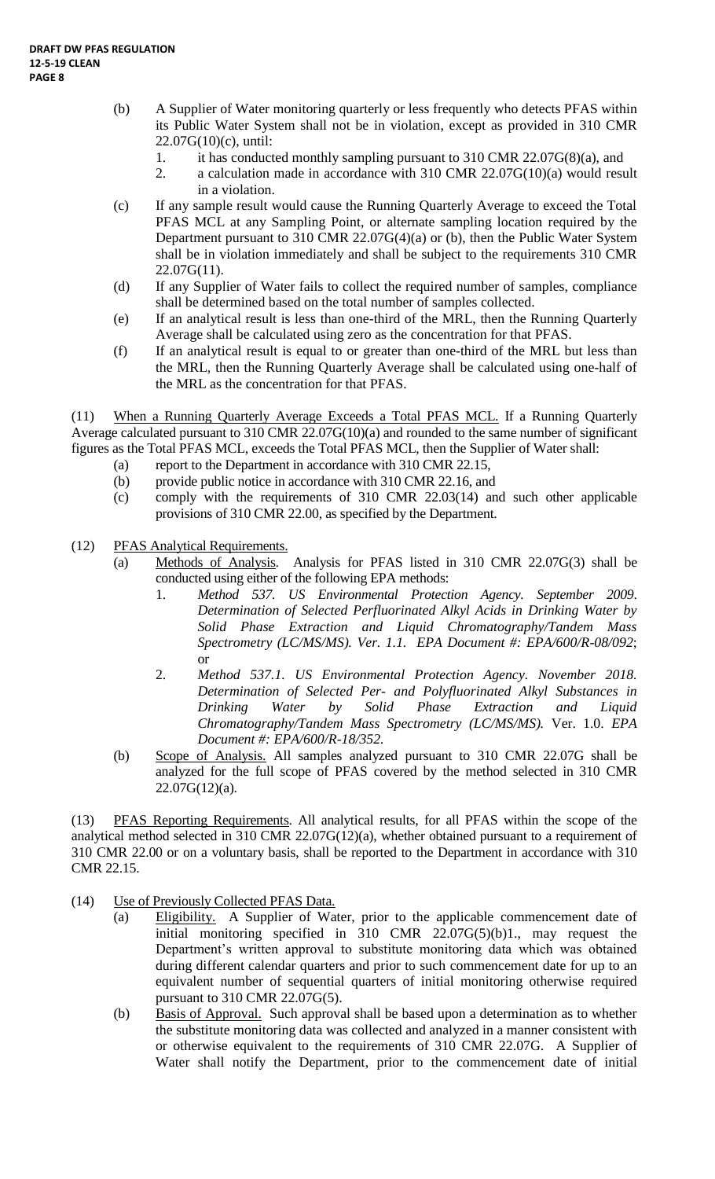(b) A Supplier of Water monitoring quarterly or less frequently who detects PFAS within its Public Water System shall not be in violation, except as provided in 310 CMR 22.07G(10)(c), until:

1. it has conducted monthly sampling pursuant to 310 CMR 22.07G(8)(a), and
2. a calculation made in accordance with 310 CMR 22.07G(10)(a) would result in a violation.

(c) If any sample result would cause the Running Quarterly Average to exceed the Total PFAS MCL at any Sampling Point, or alternate sampling location required by the Department pursuant to 310 CMR 22.07G(4)(a) or (b), then the Public Water System shall be in violation immediately and shall be subject to the requirements 310 CMR 22.07G(11).

(d) If any Supplier of Water fails to collect the required number of samples, compliance shall be determined based on the total number of samples collected.

(e) If an analytical result is less than one-third of the MRL, then the Running Quarterly Average shall be calculated using zero as the concentration for that PFAS.

(f) If an analytical result is equal to or greater than one-third of the MRL but less than the MRL, then the Running Quarterly Average shall be calculated using one-half of the MRL as the concentration for that PFAS.

(11) <u>When a Running Quarterly Average Exceeds a Total PFAS MCL.</u> If a Running Quarterly Average calculated pursuant to 310 CMR 22.07G(10)(a) and rounded to the same number of significant figures as the Total PFAS MCL, exceeds the Total PFAS MCL, then the Supplier of Water shall:

(a) report to the Department in accordance with 310 CMR 22.15,

(b) provide public notice in accordance with 310 CMR 22.16, and

(c) comply with the requirements of 310 CMR 22.03(14) and such other applicable provisions of 310 CMR 22.00, as specified by the Department.

(12) <u>PFAS Analytical Requirements.</u>

(a) <u>Methods of Analysis</u>. Analysis for PFAS listed in 310 CMR 22.07G(3) shall be conducted using either of the following EPA methods:

1. *Method 537. US Environmental Protection Agency. September 2009. Determination of Selected Perfluorinated Alkyl Acids in Drinking Water by Solid Phase Extraction and Liquid Chromatography/Tandem Mass Spectrometry (LC/MS/MS). Ver. 1.1. EPA Document #: EPA/600/R-08/092*; or
2. *Method 537.1. US Environmental Protection Agency. November 2018. Determination of Selected Per- and Polyfluorinated Alkyl Substances in Drinking Water by Solid Phase Extraction and Liquid Chromatography/Tandem Mass Spectrometry (LC/MS/MS).* Ver. 1.0. *EPA Document #: EPA/600/R-18/352.*

(b) <u>Scope of Analysis.</u> All samples analyzed pursuant to 310 CMR 22.07G shall be analyzed for the full scope of PFAS covered by the method selected in 310 CMR 22.07G(12)(a).

(13) <u>PFAS Reporting Requirements</u>. All analytical results, for all PFAS within the scope of the analytical method selected in 310 CMR 22.07G(12)(a), whether obtained pursuant to a requirement of 310 CMR 22.00 or on a voluntary basis, shall be reported to the Department in accordance with 310 CMR 22.15.

(14) <u>Use of Previously Collected PFAS Data.</u>

(a) <u>Eligibility.</u> A Supplier of Water, prior to the applicable commencement date of initial monitoring specified in 310 CMR 22.07G(5)(b)1., may request the Department's written approval to substitute monitoring data which was obtained during different calendar quarters and prior to such commencement date for up to an equivalent number of sequential quarters of initial monitoring otherwise required pursuant to 310 CMR 22.07G(5).

(b) <u>Basis of Approval.</u> Such approval shall be based upon a determination as to whether the substitute monitoring data was collected and analyzed in a manner consistent with or otherwise equivalent to the requirements of 310 CMR 22.07G. A Supplier of Water shall notify the Department, prior to the commencement date of initial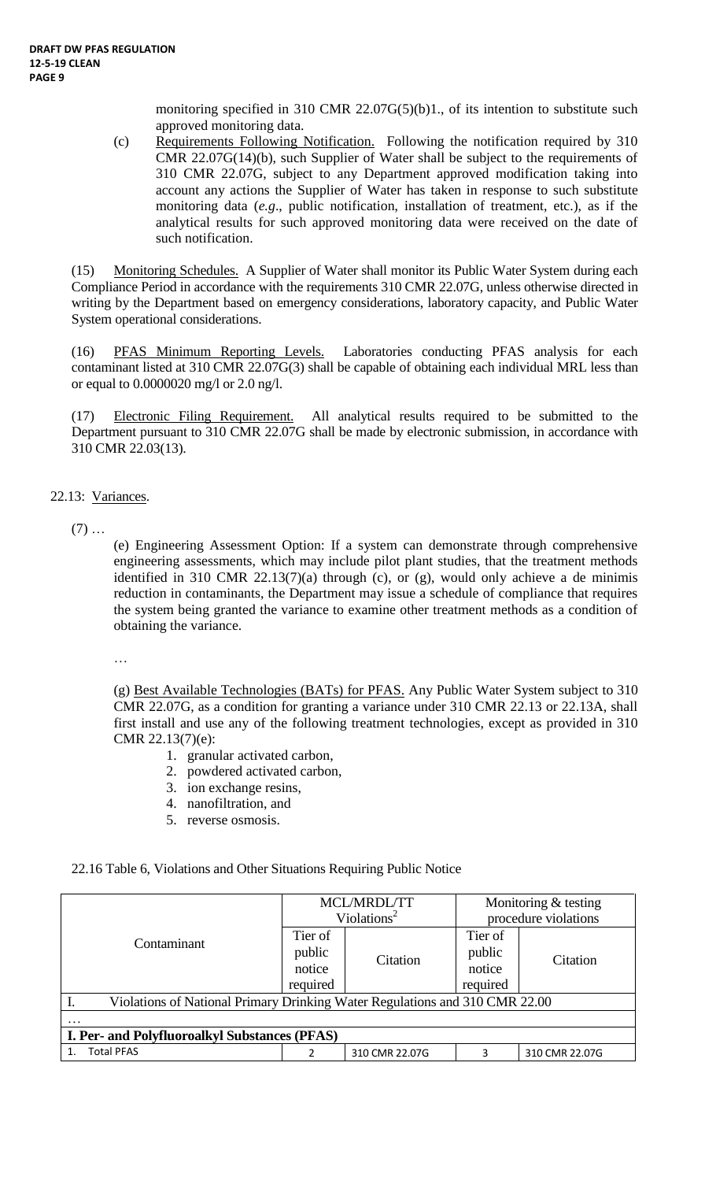monitoring specified in 310 CMR 22.07G(5)(b)1., of its intention to substitute such approved monitoring data.

(c) Requirements Following Notification. Following the notification required by 310 CMR 22.07G(14)(b), such Supplier of Water shall be subject to the requirements of 310 CMR 22.07G, subject to any Department approved modification taking into account any actions the Supplier of Water has taken in response to such substitute monitoring data (*e.g*., public notification, installation of treatment, etc.), as if the analytical results for such approved monitoring data were received on the date of such notification.

(15) Monitoring Schedules. A Supplier of Water shall monitor its Public Water System during each Compliance Period in accordance with the requirements 310 CMR 22.07G, unless otherwise directed in writing by the Department based on emergency considerations, laboratory capacity, and Public Water System operational considerations.

(16) PFAS Minimum Reporting Levels. Laboratories conducting PFAS analysis for each contaminant listed at 310 CMR 22.07G(3) shall be capable of obtaining each individual MRL less than or equal to 0.0000020 mg/l or 2.0 ng/l.

(17) Electronic Filing Requirement. All analytical results required to be submitted to the Department pursuant to 310 CMR 22.07G shall be made by electronic submission, in accordance with 310 CMR 22.03(13).

22.13: Variances.

(7) …

(e) Engineering Assessment Option: If a system can demonstrate through comprehensive engineering assessments, which may include pilot plant studies, that the treatment methods identified in 310 CMR 22.13(7)(a) through (c), or (g), would only achieve a de minimis reduction in contaminants, the Department may issue a schedule of compliance that requires the system being granted the variance to examine other treatment methods as a condition of obtaining the variance.

…

(g) Best Available Technologies (BATs) for PFAS. Any Public Water System subject to 310 CMR 22.07G, as a condition for granting a variance under 310 CMR 22.13 or 22.13A, shall first install and use any of the following treatment technologies, except as provided in 310 CMR 22.13(7)(e):

1. granular activated carbon,
2. powdered activated carbon,
3. ion exchange resins,
4. nanofiltration, and
5. reverse osmosis.

22.16 Table 6, Violations and Other Situations Requiring Public Notice

| Contaminant | MCL/MRDL/TT Violations[2] | | Monitoring & testing procedure violations | |
|---|---|---|---|---|
| | Tier of public notice required | Citation | Tier of public notice required | Citation |
| I. Violations of National Primary Drinking Water Regulations and 310 CMR 22.00 | | | | |
| … | | | | |
| **I. Per- and Polyfluoroalkyl Substances (PFAS)** | | | | |
| 1. Total PFAS | 2 | 310 CMR 22.07G | 3 | 310 CMR 22.07G |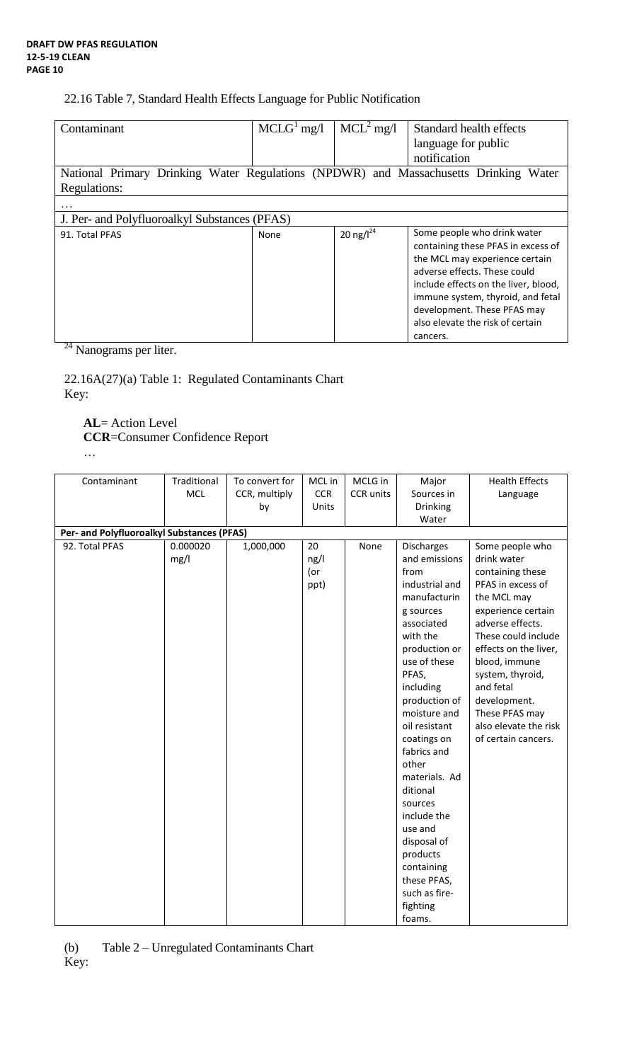22.16 Table 7, Standard Health Effects Language for Public Notification

| Contaminant | MCLG[1] mg/l | MCL[2] mg/l | Standard health effects language for public notification |
|---|---|---|---|
| National Primary Drinking Water Regulations (NPDWR) and Massachusetts Drinking Water Regulations: | | | |
| … | | | |
| J. Per- and Polyfluoroalkyl Substances (PFAS) | | | |
| 91. Total PFAS | None | 20 ng/l[24] | Some people who drink water containing these PFAS in excess of the MCL may experience certain adverse effects. These could include effects on the liver, blood, immune system, thyroid, and fetal development. These PFAS may also elevate the risk of certain cancers. |

[24] Nanograms per liter.

22.16A(27)(a) Table 1: Regulated Contaminants Chart
Key:

**AL**= Action Level
**CCR**=Consumer Confidence Report
…

| Contaminant | Traditional MCL | To convert for CCR, multiply by | MCL in CCR Units | MCLG in CCR units | Major Sources in Drinking Water | Health Effects Language |
|---|---|---|---|---|---|---|
| **Per- and Polyfluoroalkyl Substances (PFAS)** | | | | | | |
| 92. Total PFAS | 0.000020 mg/l | 1,000,000 | 20 ng/l (or ppt) | None | Discharges and emissions from industrial and manufacturing sources associated with the production or use of these PFAS, including production of moisture and oil resistant coatings on fabrics and other materials. Additional sources include the use and disposal of products containing these PFAS, such as fire-fighting foams. | Some people who drink water containing these PFAS in excess of the MCL may experience certain adverse effects. These could include effects on the liver, blood, immune system, thyroid, and fetal development. These PFAS may also elevate the risk of certain cancers. |

(b) Table 2 – Unregulated Contaminants Chart
Key: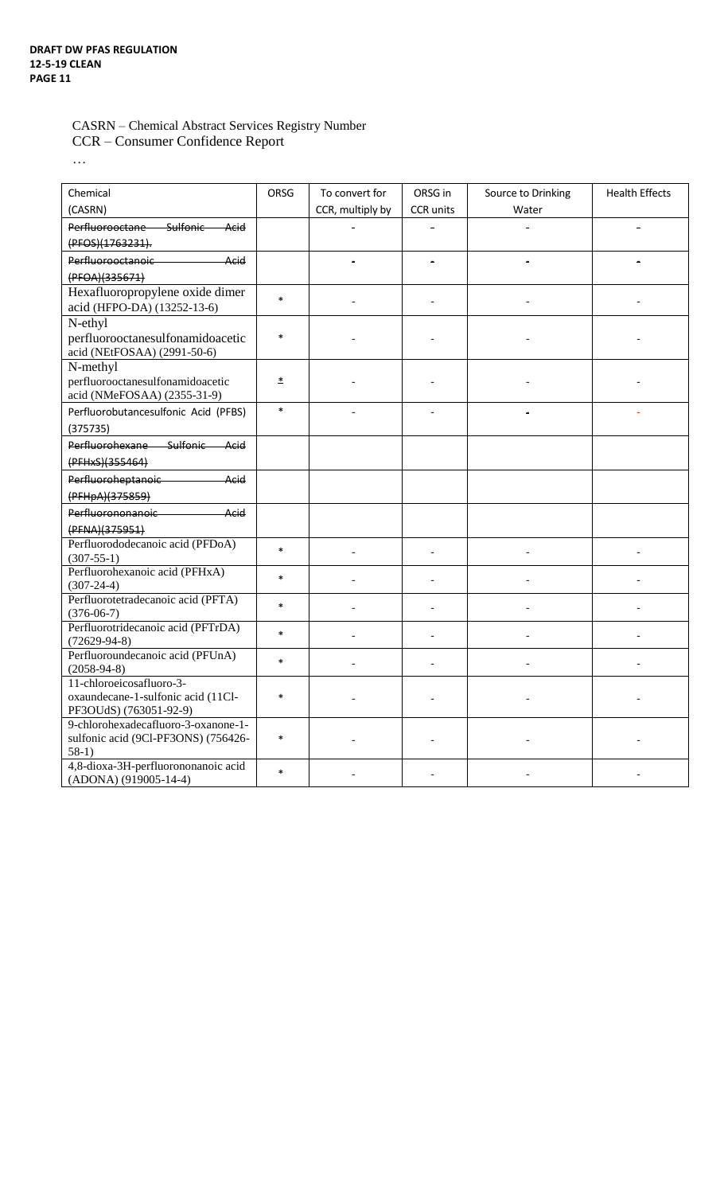CASRN – Chemical Abstract Services Registry Number
CCR – Consumer Confidence Report

…

| Chemical (CASRN) | ORSG | To convert for CCR, multiply by | ORSG in CCR units | Source to Drinking Water | Health Effects |
|---|---|---|---|---|---|
| ~~Perfluorooctane Sulfonic Acid (PFOS)(1763231).~~ | | - | - | - | - |
| ~~Perfluorooctanoic Acid (PFOA)(335671)~~ | | - | - | - | - |
| Hexafluoropropylene oxide dimer acid (HFPO-DA) (13252-13-6) | * | - | - | - | - |
| N-ethyl perfluorooctanesulfonamidoacetic acid (NEtFOSAA) (2991-50-6) | * | - | - | - | - |
| N-methyl perfluorooctanesulfonamidoacetic acid (NMeFOSAA) (2355-31-9) | * | - | - | - | - |
| Perfluorobutancesulfonic Acid (PFBS) (375735) | * | - | - | - | - |
| ~~Perfluorohexane Sulfonic Acid (PFHxS)(355464)~~ | | | | | |
| ~~Perfluoroheptanoic Acid (PFHpA)(375859)~~ | | | | | |
| ~~Perfluorononanoic Acid (PFNA)(375951)~~ | | | | | |
| Perfluorododecanoic acid (PFDoA) (307-55-1) | * | - | - | - | - |
| Perfluorohexanoic acid (PFHxA) (307-24-4) | * | - | - | - | - |
| Perfluorotetradecanoic acid (PFTA) (376-06-7) | * | - | - | - | - |
| Perfluorotridecanoic acid (PFTrDA) (72629-94-8) | * | - | - | - | - |
| Perfluoroundecanoic acid (PFUnA) (2058-94-8) | * | - | - | - | - |
| 11-chloroeicosafluoro-3-oxaundecane-1-sulfonic acid (11Cl-PF3OUdS) (763051-92-9) | * | - | - | - | - |
| 9-chlorohexadecafluoro-3-oxanone-1-sulfonic acid (9Cl-PF3ONS) (756426-58-1) | * | - | - | - | - |
| 4,8-dioxa-3H-perfluorononanoic acid (ADONA) (919005-14-4) | * | - | - | - | - |